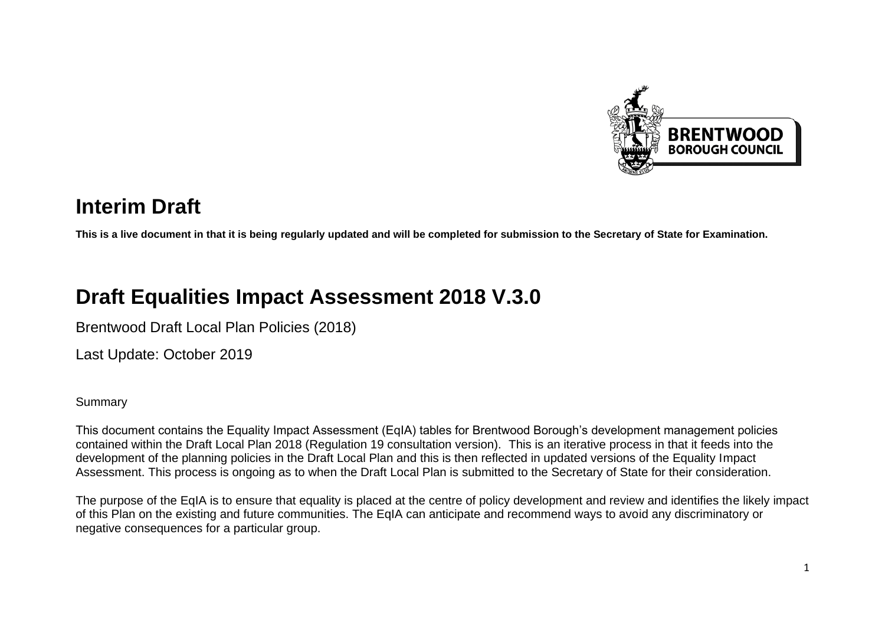# Interim Draft

**This is a live document in that it is being regularly updated and will be completed for submission to the Secretary of State for Examination.**

# Draft Equalities Impact Assessment 2018 V.3.0

Brentwood Draft Local Plan Policies (2018)

Last Update: October 2019

Summary

This document contains the Equality Impact Assessment (EqIA) tables for Brentwood Borough's development management policies contained within the Draft Local Plan 2018 (Regulation 19 consultation version). This is an iterative process in that it feeds into the development of the planning policies in the Draft Local Plan and this is then reflected in updated versions of the Equality Impact Assessment. This process is ongoing as to when the Draft Local Plan is submitted to the Secretary of State for their consideration.

The purpose of the EqIA is to ensure that equality is placed at the centre of policy development and review and identifies the likely impact of this Plan on the existing and future communities. The EqIA can anticipate and recommend ways to avoid any discriminatory or negative consequences for a particular group.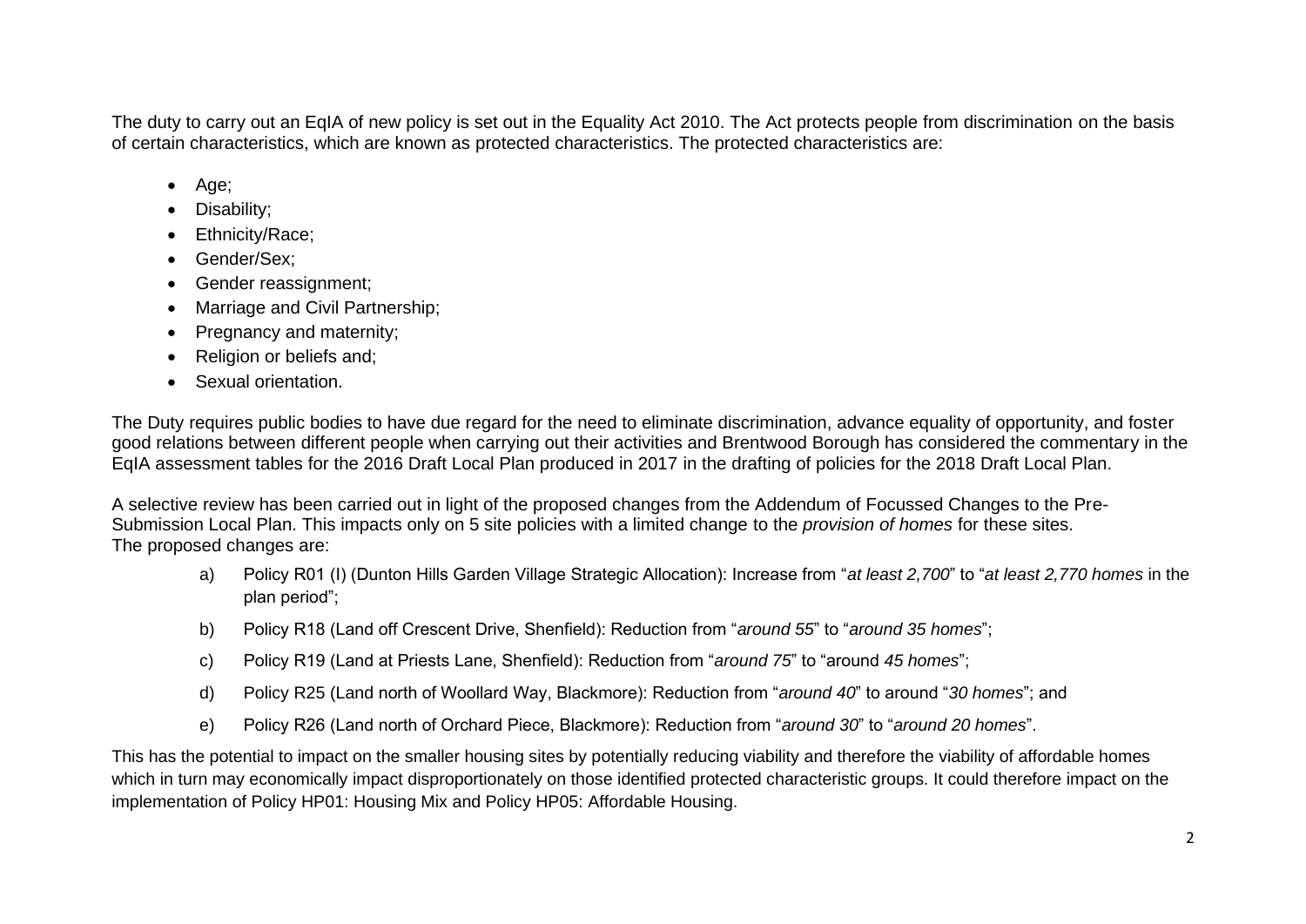The duty to carry out an EqIA of new policy is set out in the Equality Act 2010. The Act protects people from discrimination on the basis of certain characteristics, which are known as protected characteristics. The protected characteristics are:

- Age;
- Disability;
- Ethnicity/Race;
- Gender/Sex;
- Gender reassignment;
- Marriage and Civil Partnership;
- Pregnancy and maternity;
- Religion or beliefs and;
- Sexual orientation.

The Duty requires public bodies to have due regard for the need to eliminate discrimination, advance equality of opportunity, and foster good relations between different people when carrying out their activities and Brentwood Borough has considered the commentary in the EqIA assessment tables for the 2016 Draft Local Plan produced in 2017 in the drafting of policies for the 2018 Draft Local Plan.

A selective review has been carried out in light of the proposed changes from the Addendum of Focussed Changes to the Pre-Submission Local Plan. This impacts only on 5 site policies with a limited change to the *provision of homes* for these sites. The proposed changes are:

a) Policy R01 (I) (Dunton Hills Garden Village Strategic Allocation): Increase from "*at least 2,700*" to "*at least 2,770 homes* in the plan period";

b) Policy R18 (Land off Crescent Drive, Shenfield): Reduction from "*around 55*" to "*around 35 homes*";

c) Policy R19 (Land at Priests Lane, Shenfield): Reduction from "*around 75*" to "around *45 homes*";

d) Policy R25 (Land north of Woollard Way, Blackmore): Reduction from "*around 40*" to around "*30 homes*"; and

e) Policy R26 (Land north of Orchard Piece, Blackmore): Reduction from "*around 30*" to "*around 20 homes*".

This has the potential to impact on the smaller housing sites by potentially reducing viability and therefore the viability of affordable homes which in turn may economically impact disproportionately on those identified protected characteristic groups. It could therefore impact on the implementation of Policy HP01: Housing Mix and Policy HP05: Affordable Housing.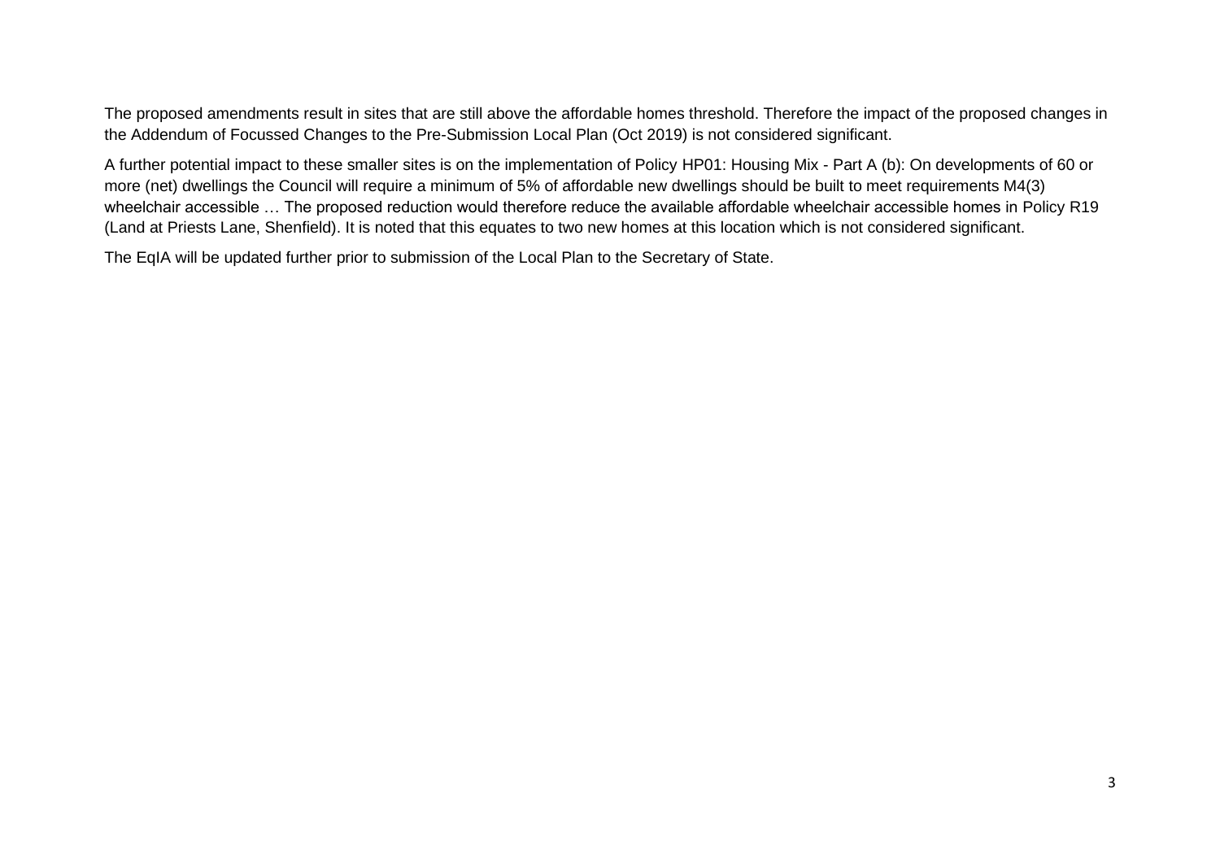The proposed amendments result in sites that are still above the affordable homes threshold. Therefore the impact of the proposed changes in the Addendum of Focussed Changes to the Pre-Submission Local Plan (Oct 2019) is not considered significant.

A further potential impact to these smaller sites is on the implementation of Policy HP01: Housing Mix - Part A (b): On developments of 60 or more (net) dwellings the Council will require a minimum of 5% of affordable new dwellings should be built to meet requirements M4(3) wheelchair accessible … The proposed reduction would therefore reduce the available affordable wheelchair accessible homes in Policy R19 (Land at Priests Lane, Shenfield). It is noted that this equates to two new homes at this location which is not considered significant.

The EqIA will be updated further prior to submission of the Local Plan to the Secretary of State.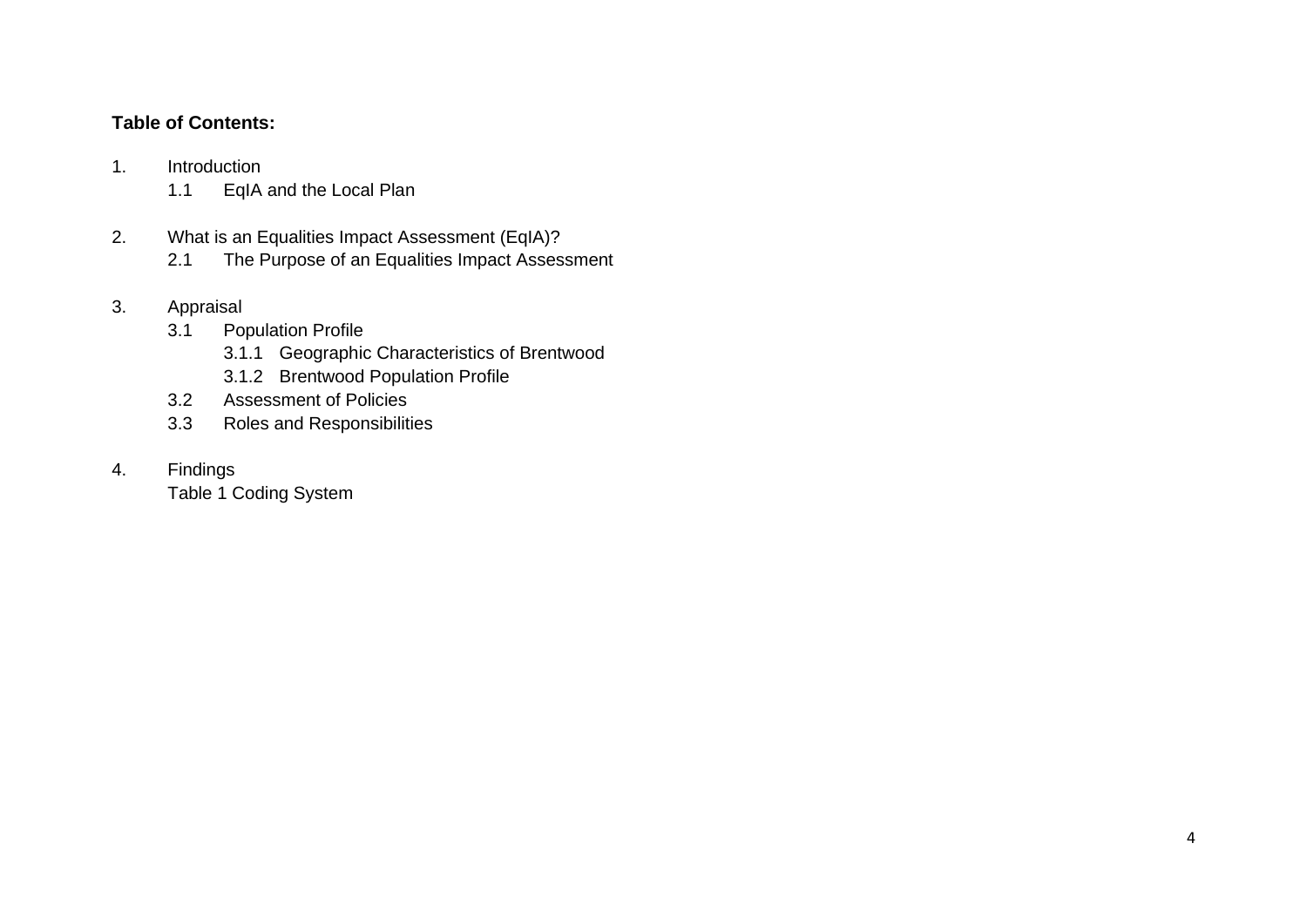**Table of Contents:**

1. Introduction
   - 1.1 EqIA and the Local Plan

2. What is an Equalities Impact Assessment (EqIA)?
   - 2.1 The Purpose of an Equalities Impact Assessment

3. Appraisal
   - 3.1 Population Profile
     - 3.1.1 Geographic Characteristics of Brentwood
     - 3.1.2 Brentwood Population Profile
   - 3.2 Assessment of Policies
   - 3.3 Roles and Responsibilities

4. Findings
   - Table 1 Coding System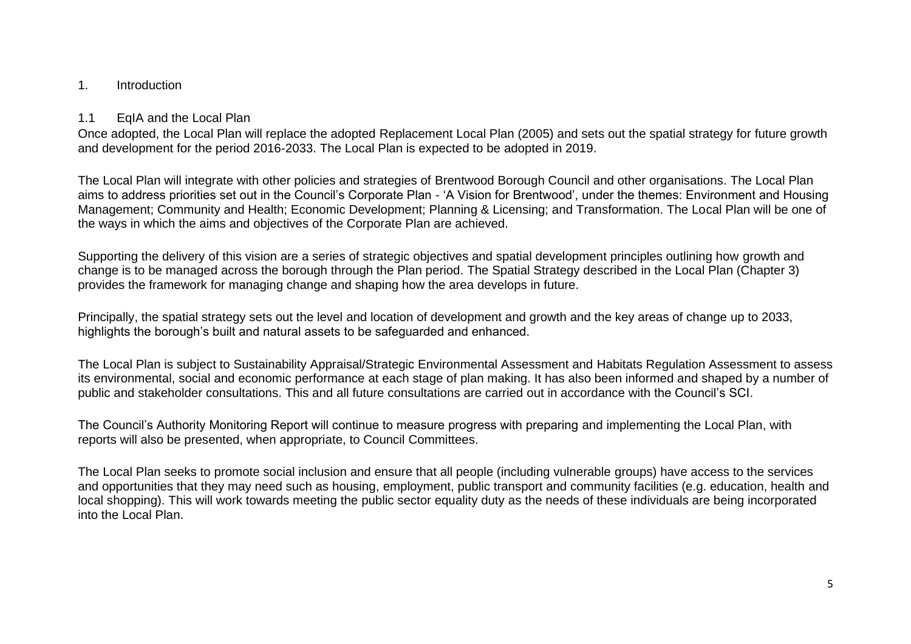# 1. Introduction

## 1.1 EqIA and the Local Plan

Once adopted, the Local Plan will replace the adopted Replacement Local Plan (2005) and sets out the spatial strategy for future growth and development for the period 2016-2033. The Local Plan is expected to be adopted in 2019.

The Local Plan will integrate with other policies and strategies of Brentwood Borough Council and other organisations. The Local Plan aims to address priorities set out in the Council's Corporate Plan - 'A Vision for Brentwood', under the themes: Environment and Housing Management; Community and Health; Economic Development; Planning & Licensing; and Transformation. The Local Plan will be one of the ways in which the aims and objectives of the Corporate Plan are achieved.

Supporting the delivery of this vision are a series of strategic objectives and spatial development principles outlining how growth and change is to be managed across the borough through the Plan period. The Spatial Strategy described in the Local Plan (Chapter 3) provides the framework for managing change and shaping how the area develops in future.

Principally, the spatial strategy sets out the level and location of development and growth and the key areas of change up to 2033, highlights the borough's built and natural assets to be safeguarded and enhanced.

The Local Plan is subject to Sustainability Appraisal/Strategic Environmental Assessment and Habitats Regulation Assessment to assess its environmental, social and economic performance at each stage of plan making. It has also been informed and shaped by a number of public and stakeholder consultations. This and all future consultations are carried out in accordance with the Council's SCI.

The Council's Authority Monitoring Report will continue to measure progress with preparing and implementing the Local Plan, with reports will also be presented, when appropriate, to Council Committees.

The Local Plan seeks to promote social inclusion and ensure that all people (including vulnerable groups) have access to the services and opportunities that they may need such as housing, employment, public transport and community facilities (e.g. education, health and local shopping). This will work towards meeting the public sector equality duty as the needs of these individuals are being incorporated into the Local Plan.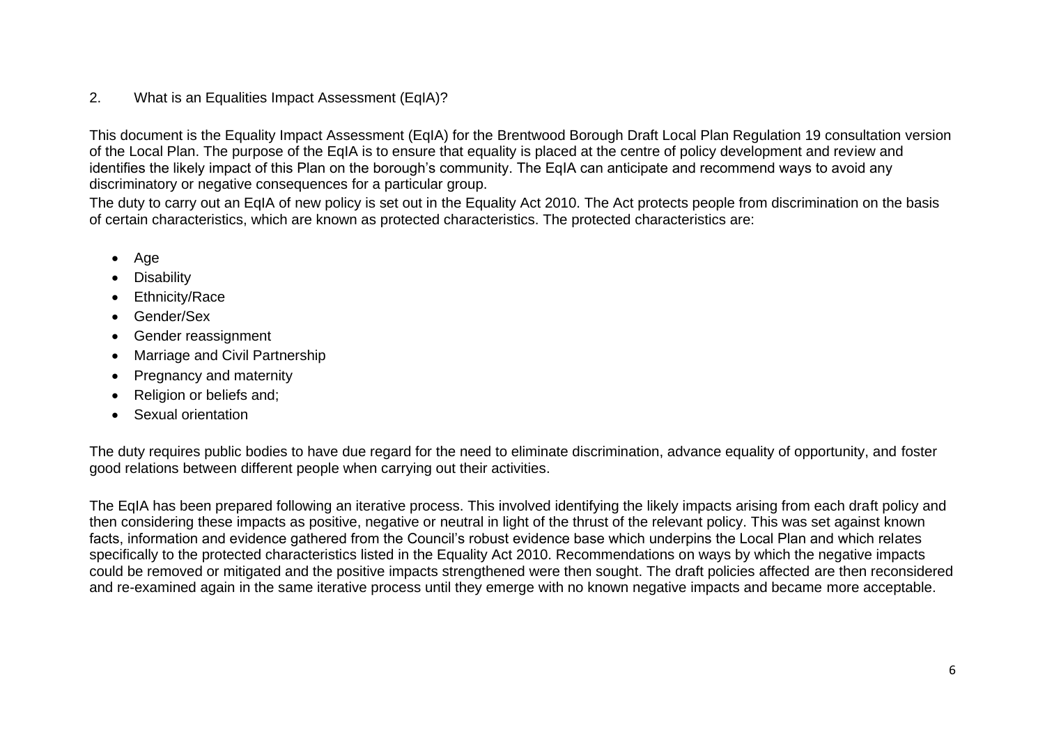## 2. What is an Equalities Impact Assessment (EqIA)?

This document is the Equality Impact Assessment (EqIA) for the Brentwood Borough Draft Local Plan Regulation 19 consultation version of the Local Plan. The purpose of the EqIA is to ensure that equality is placed at the centre of policy development and review and identifies the likely impact of this Plan on the borough's community. The EqIA can anticipate and recommend ways to avoid any discriminatory or negative consequences for a particular group.

The duty to carry out an EqIA of new policy is set out in the Equality Act 2010. The Act protects people from discrimination on the basis of certain characteristics, which are known as protected characteristics. The protected characteristics are:

- Age
- Disability
- Ethnicity/Race
- Gender/Sex
- Gender reassignment
- Marriage and Civil Partnership
- Pregnancy and maternity
- Religion or beliefs and;
- Sexual orientation

The duty requires public bodies to have due regard for the need to eliminate discrimination, advance equality of opportunity, and foster good relations between different people when carrying out their activities.

The EqIA has been prepared following an iterative process. This involved identifying the likely impacts arising from each draft policy and then considering these impacts as positive, negative or neutral in light of the thrust of the relevant policy. This was set against known facts, information and evidence gathered from the Council's robust evidence base which underpins the Local Plan and which relates specifically to the protected characteristics listed in the Equality Act 2010. Recommendations on ways by which the negative impacts could be removed or mitigated and the positive impacts strengthened were then sought. The draft policies affected are then reconsidered and re-examined again in the same iterative process until they emerge with no known negative impacts and became more acceptable.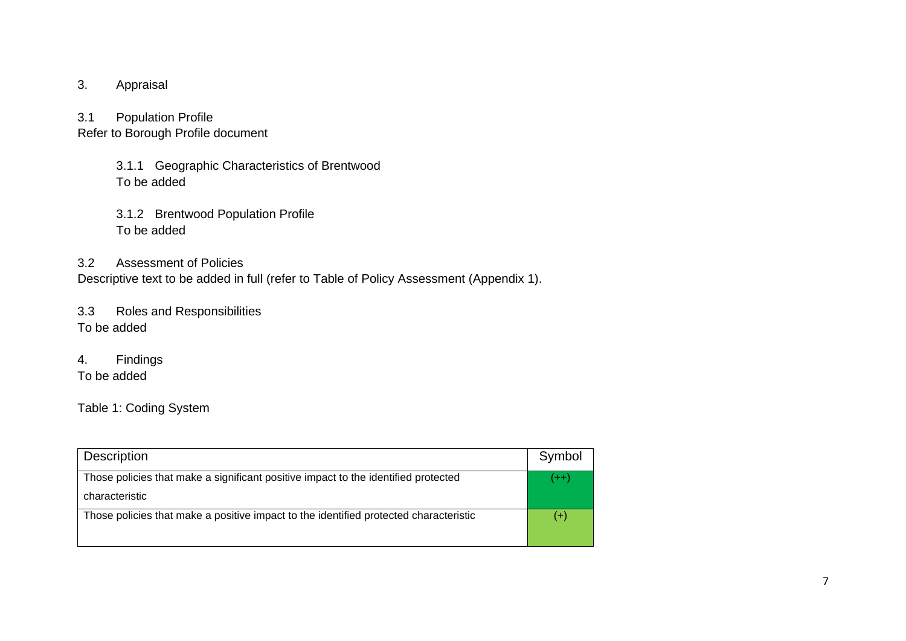## 3. Appraisal

### 3.1 Population Profile

Refer to Borough Profile document

#### 3.1.1 Geographic Characteristics of Brentwood

To be added

#### 3.1.2 Brentwood Population Profile

To be added

### 3.2 Assessment of Policies

Descriptive text to be added in full (refer to Table of Policy Assessment (Appendix 1).

### 3.3 Roles and Responsibilities

To be added

## 4. Findings

To be added

Table 1: Coding System

| Description | Symbol |
| --- | --- |
| Those policies that make a significant positive impact to the identified protected characteristic | (++) |
| Those policies that make a positive impact to the identified protected characteristic | (+) |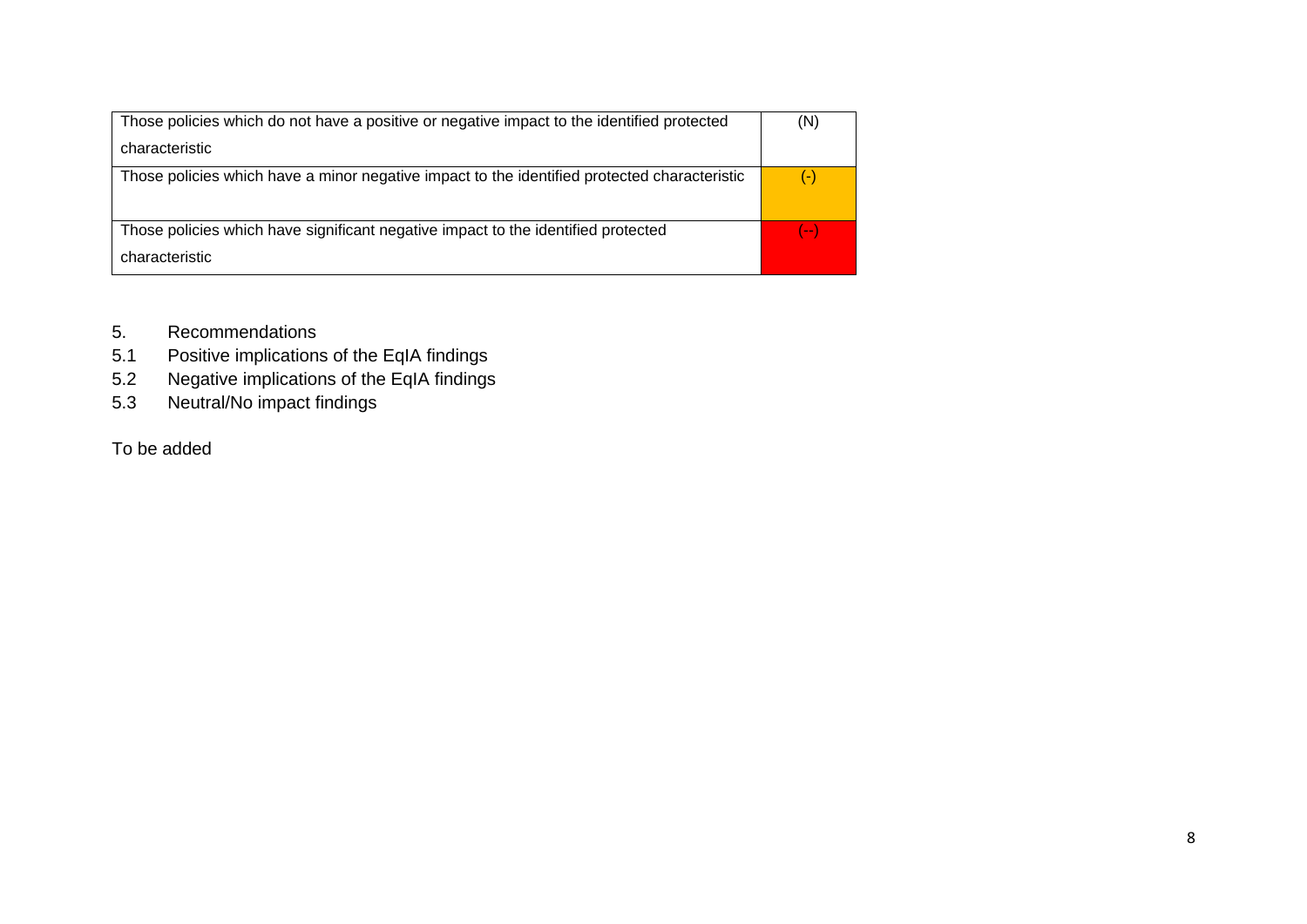| | |
|---|---|
| Those policies which do not have a positive or negative impact to the identified protected characteristic | (N) |
| Those policies which have a minor negative impact to the identified protected characteristic | (-) |
| Those policies which have significant negative impact to the identified protected characteristic | (--) |

5. Recommendations

5.1 Positive implications of the EqIA findings

5.2 Negative implications of the EqIA findings

5.3 Neutral/No impact findings

To be added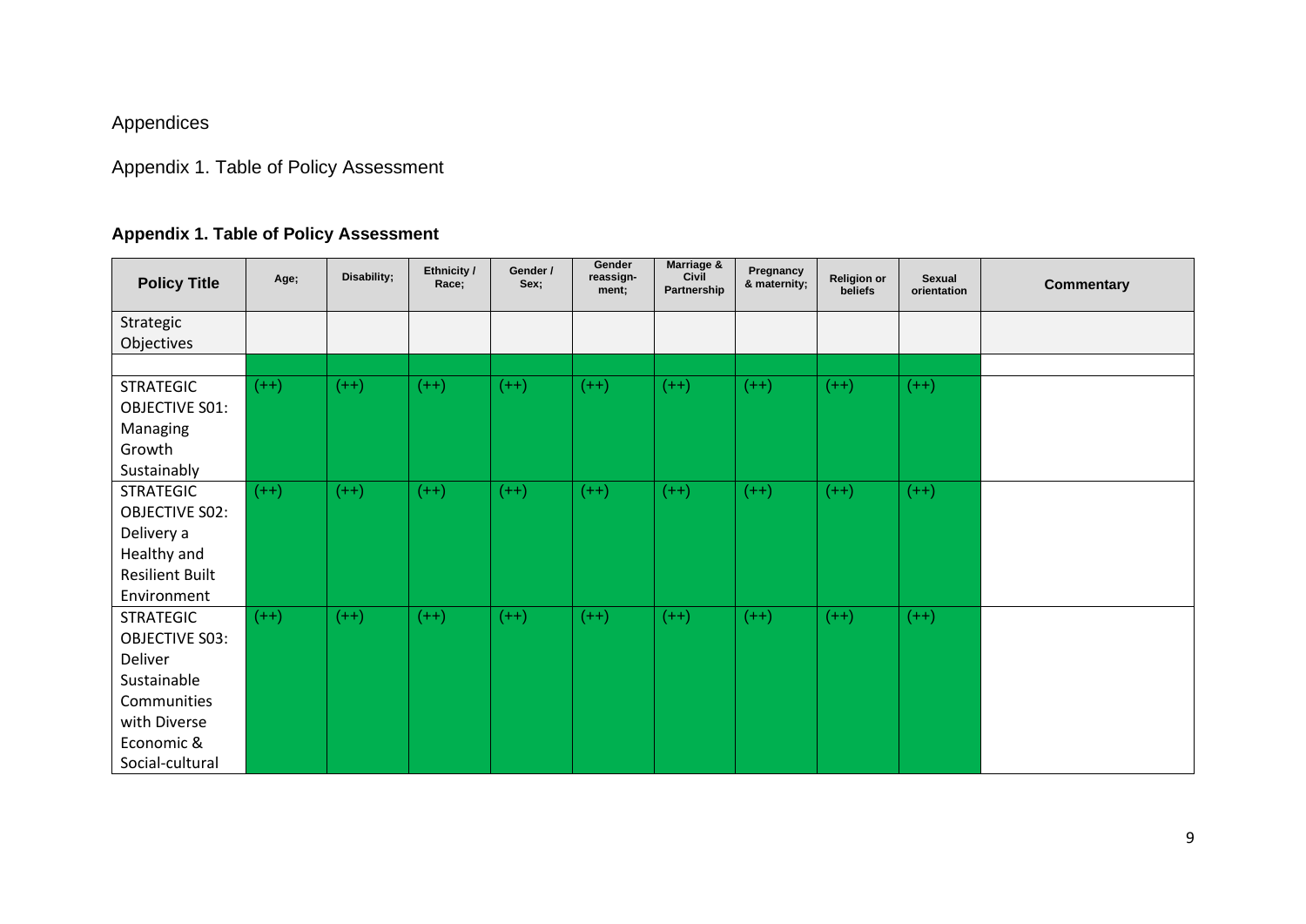# Appendices

## Appendix 1. Table of Policy Assessment

### Appendix 1. Table of Policy Assessment

| Policy Title | Age; | Disability; | Ethnicity / Race; | Gender / Sex; | Gender reassign-ment; | Marriage & Civil Partnership | Pregnancy & maternity; | Religion or beliefs | Sexual orientation | Commentary |
|---|---|---|---|---|---|---|---|---|---|---|
| Strategic Objectives | | | | | | | | | | |
| | | | | | | | | | | |
| STRATEGIC OBJECTIVE S01: Managing Growth Sustainably | (++) | (++) | (++) | (++) | (++) | (++) | (++) | (++) | (++) | |
| STRATEGIC OBJECTIVE S02: Delivery a Healthy and Resilient Built Environment | (++) | (++) | (++) | (++) | (++) | (++) | (++) | (++) | (++) | |
| STRATEGIC OBJECTIVE S03: Deliver Sustainable Communities with Diverse Economic & Social-cultural | (++) | (++) | (++) | (++) | (++) | (++) | (++) | (++) | (++) | |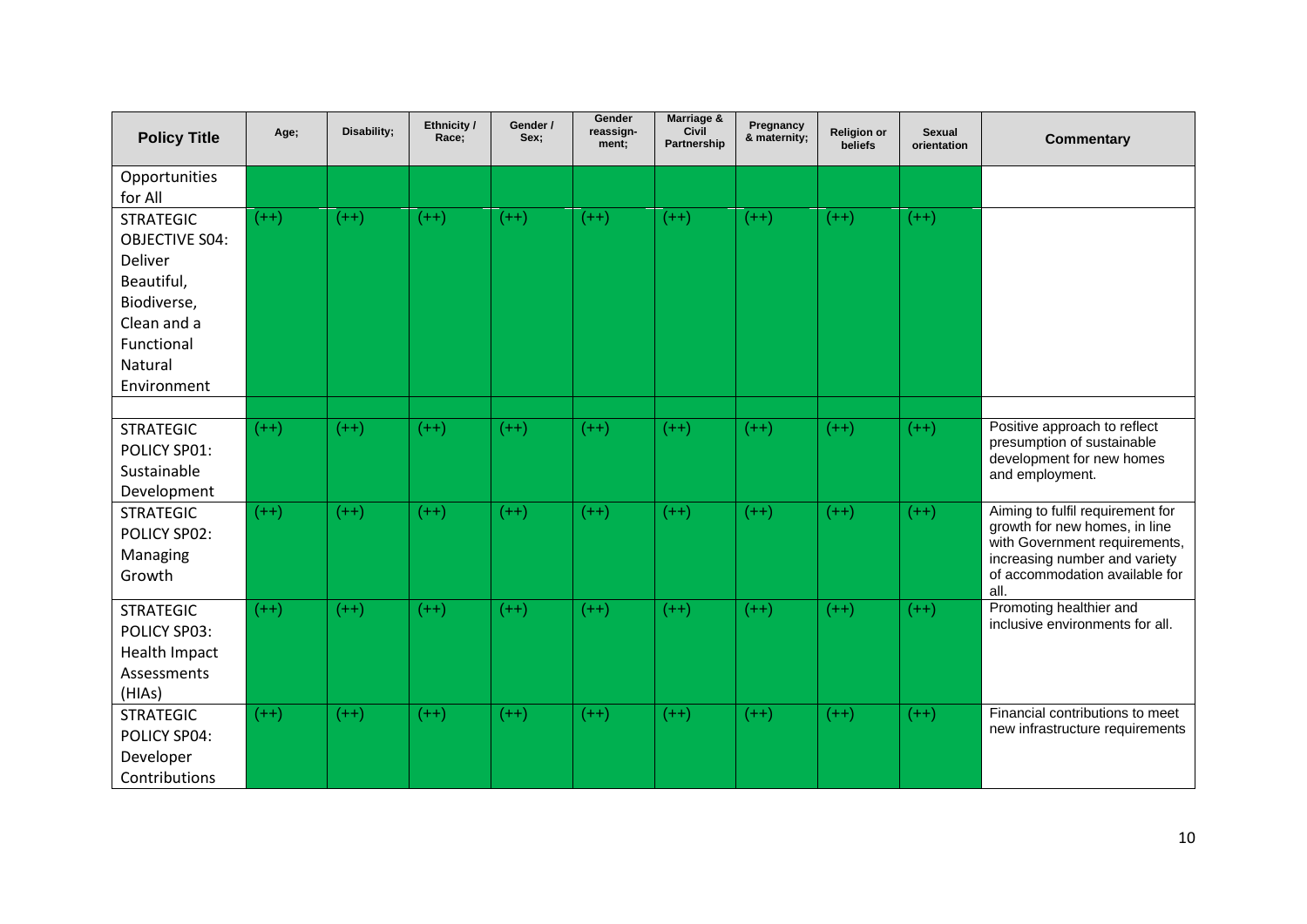| Policy Title | Age; | Disability; | Ethnicity / Race; | Gender / Sex; | Gender reassign-ment; | Marriage & Civil Partnership | Pregnancy & maternity; | Religion or beliefs | Sexual orientation | Commentary |
|---|---|---|---|---|---|---|---|---|---|---|
| Opportunities for All | | | | | | | | | | |
| STRATEGIC OBJECTIVE S04: Deliver Beautiful, Biodiverse, Clean and a Functional Natural Environment | (++) | (++) | (++) | (++) | (++) | (++) | (++) | (++) | (++) | |
| | | | | | | | | | | |
| STRATEGIC POLICY SP01: Sustainable Development | (++) | (++) | (++) | (++) | (++) | (++) | (++) | (++) | (++) | Positive approach to reflect presumption of sustainable development for new homes and employment. |
| STRATEGIC POLICY SP02: Managing Growth | (++) | (++) | (++) | (++) | (++) | (++) | (++) | (++) | (++) | Aiming to fulfil requirement for growth for new homes, in line with Government requirements, increasing number and variety of accommodation available for all. |
| STRATEGIC POLICY SP03: Health Impact Assessments (HIAs) | (++) | (++) | (++) | (++) | (++) | (++) | (++) | (++) | (++) | Promoting healthier and inclusive environments for all. |
| STRATEGIC POLICY SP04: Developer Contributions | (++) | (++) | (++) | (++) | (++) | (++) | (++) | (++) | (++) | Financial contributions to meet new infrastructure requirements |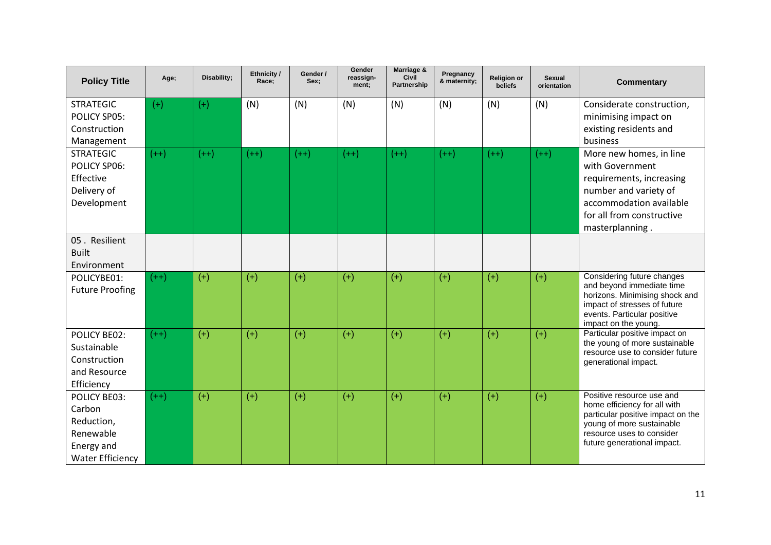| Policy Title | Age; | Disability; | Ethnicity / Race; | Gender / Sex; | Gender reassign-ment; | Marriage & Civil Partnership | Pregnancy & maternity; | Religion or beliefs | Sexual orientation | Commentary |
|---|---|---|---|---|---|---|---|---|---|---|
| STRATEGIC POLICY SP05: Construction Management | (+) | (+) | (N) | (N) | (N) | (N) | (N) | (N) | (N) | Considerate construction, minimising impact on existing residents and business |
| STRATEGIC POLICY SP06: Effective Delivery of Development | (++) | (++) | (++) | (++) | (++) | (++) | (++) | (++) | (++) | More new homes, in line with Government requirements, increasing number and variety of accommodation available for all from constructive masterplanning . |
| 05 . Resilient Built Environment | | | | | | | | | | |
| POLICYBE01: Future Proofing | (++) | (+) | (+) | (+) | (+) | (+) | (+) | (+) | (+) | Considering future changes and beyond immediate time horizons. Minimising shock and impact of stresses of future events. Particular positive impact on the young. |
| POLICY BE02: Sustainable Construction and Resource Efficiency | (++) | (+) | (+) | (+) | (+) | (+) | (+) | (+) | (+) | Particular positive impact on the young of more sustainable resource use to consider future generational impact. |
| POLICY BE03: Carbon Reduction, Renewable Energy and Water Efficiency | (++) | (+) | (+) | (+) | (+) | (+) | (+) | (+) | (+) | Positive resource use and home efficiency for all with particular positive impact on the young of more sustainable resource uses to consider future generational impact. |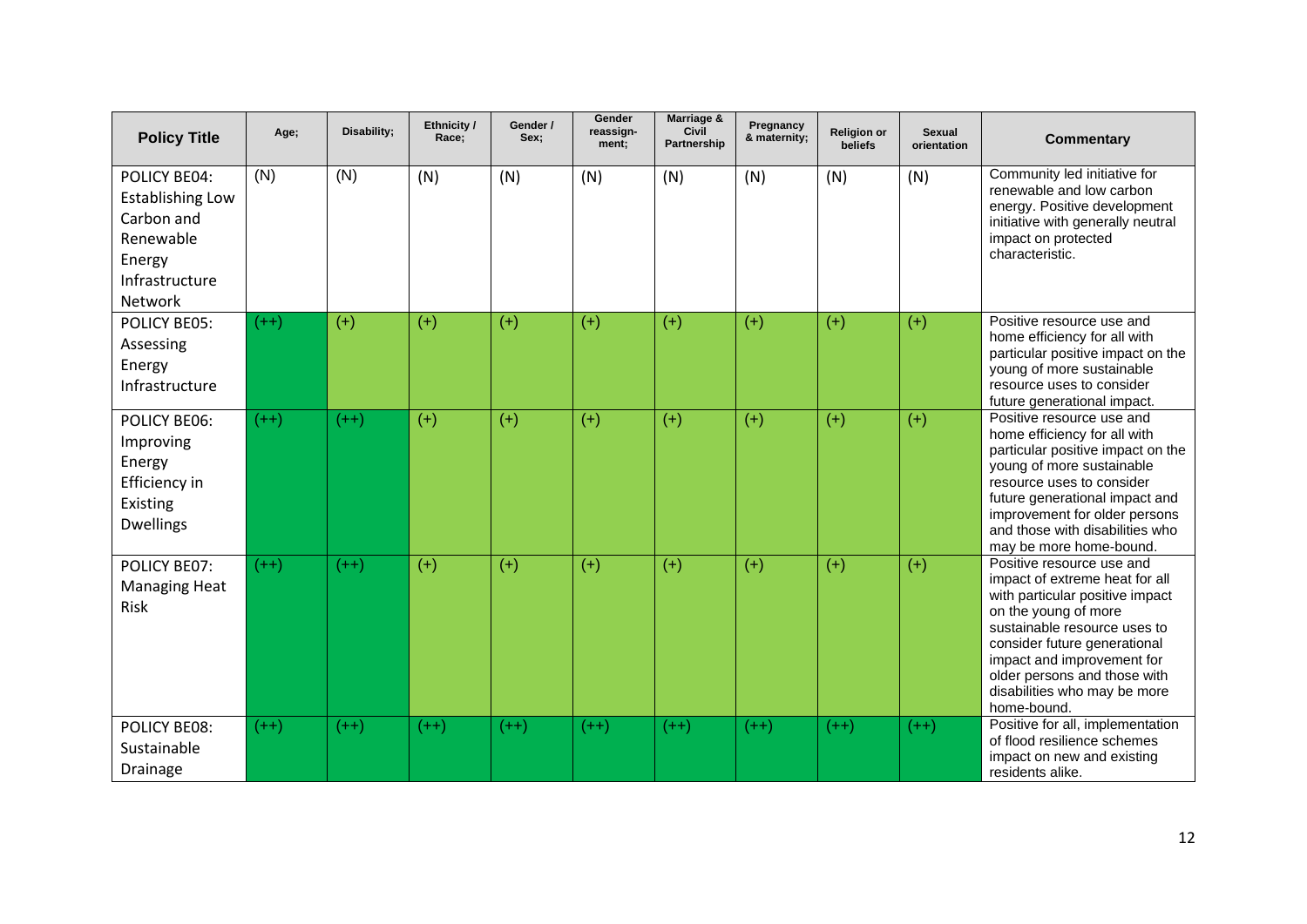| Policy Title | Age; | Disability; | Ethnicity / Race; | Gender / Sex; | Gender reassign-ment; | Marriage & Civil Partnership | Pregnancy & maternity; | Religion or beliefs | Sexual orientation | Commentary |
|---|---|---|---|---|---|---|---|---|---|---|
| POLICY BE04: Establishing Low Carbon and Renewable Energy Infrastructure Network | (N) | (N) | (N) | (N) | (N) | (N) | (N) | (N) | (N) | Community led initiative for renewable and low carbon energy. Positive development initiative with generally neutral impact on protected characteristic. |
| POLICY BE05: Assessing Energy Infrastructure | (++) | (+) | (+) | (+) | (+) | (+) | (+) | (+) | (+) | Positive resource use and home efficiency for all with particular positive impact on the young of more sustainable resource uses to consider future generational impact. |
| POLICY BE06: Improving Energy Efficiency in Existing Dwellings | (++) | (++) | (+) | (+) | (+) | (+) | (+) | (+) | (+) | Positive resource use and home efficiency for all with particular positive impact on the young of more sustainable resource uses to consider future generational impact and improvement for older persons and those with disabilities who may be more home-bound. |
| POLICY BE07: Managing Heat Risk | (++) | (++) | (+) | (+) | (+) | (+) | (+) | (+) | (+) | Positive resource use and impact of extreme heat for all with particular positive impact on the young of more sustainable resource uses to consider future generational impact and improvement for older persons and those with disabilities who may be more home-bound. |
| POLICY BE08: Sustainable Drainage | (++) | (++) | (++) | (++) | (++) | (++) | (++) | (++) | (++) | Positive for all, implementation of flood resilience schemes impact on new and existing residents alike. |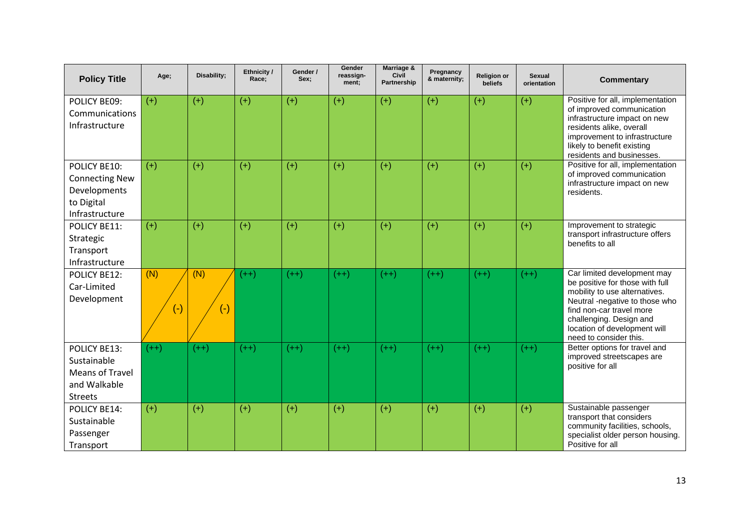| Policy Title | Age; | Disability; | Ethnicity / Race; | Gender / Sex; | Gender reassign-ment; | Marriage & Civil Partnership | Pregnancy & maternity; | Religion or beliefs | Sexual orientation | Commentary |
|---|---|---|---|---|---|---|---|---|---|---|
| POLICY BE09: Communications Infrastructure | (+) | (+) | (+) | (+) | (+) | (+) | (+) | (+) | (+) | Positive for all, implementation of improved communication infrastructure impact on new residents alike, overall improvement to infrastructure likely to benefit existing residents and businesses. |
| POLICY BE10: Connecting New Developments to Digital Infrastructure | (+) | (+) | (+) | (+) | (+) | (+) | (+) | (+) | (+) | Positive for all, implementation of improved communication infrastructure impact on new residents. |
| POLICY BE11: Strategic Transport Infrastructure | (+) | (+) | (+) | (+) | (+) | (+) | (+) | (+) | (+) | Improvement to strategic transport infrastructure offers benefits to all |
| POLICY BE12: Car-Limited Development | (N) / (-) | (N) / (-) | (++) | (++) | (++) | (++) | (++) | (++) | (++) | Car limited development may be positive for those with full mobility to use alternatives. Neutral -negative to those who find non-car travel more challenging. Design and location of development will need to consider this. |
| POLICY BE13: Sustainable Means of Travel and Walkable Streets | (++) | (++) | (++) | (++) | (++) | (++) | (++) | (++) | (++) | Better options for travel and improved streetscapes are positive for all |
| POLICY BE14: Sustainable Passenger Transport | (+) | (+) | (+) | (+) | (+) | (+) | (+) | (+) | (+) | Sustainable passenger transport that considers community facilities, schools, specialist older person housing. Positive for all |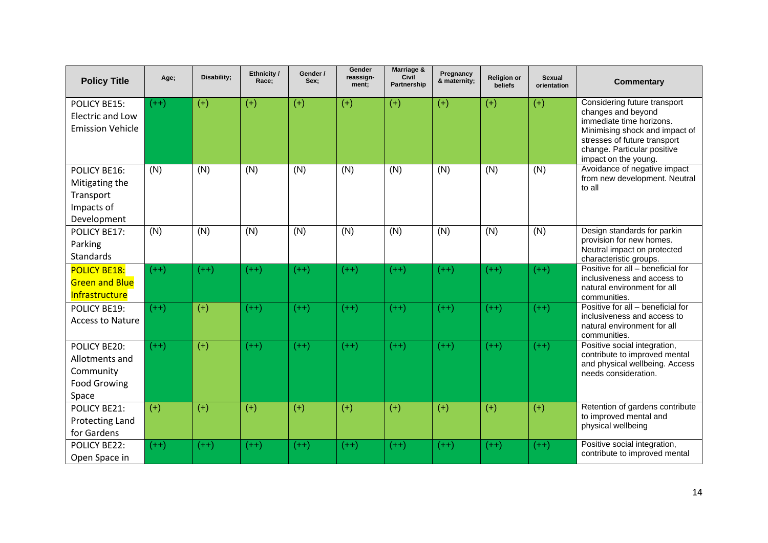| Policy Title | Age; | Disability; | Ethnicity / Race; | Gender / Sex; | Gender reassign-ment; | Marriage & Civil Partnership | Pregnancy & maternity; | Religion or beliefs | Sexual orientation | Commentary |
|---|---|---|---|---|---|---|---|---|---|---|
| POLICY BE15: Electric and Low Emission Vehicle | (++) | (+) | (+) | (+) | (+) | (+) | (+) | (+) | (+) | Considering future transport changes and beyond immediate time horizons. Minimising shock and impact of stresses of future transport change. Particular positive impact on the young. |
| POLICY BE16: Mitigating the Transport Impacts of Development | (N) | (N) | (N) | (N) | (N) | (N) | (N) | (N) | (N) | Avoidance of negative impact from new development. Neutral to all |
| POLICY BE17: Parking Standards | (N) | (N) | (N) | (N) | (N) | (N) | (N) | (N) | (N) | Design standards for parkin provision for new homes. Neutral impact on protected characteristic groups. |
| POLICY BE18: Green and Blue Infrastructure | (++) | (++) | (++) | (++) | (++) | (++) | (++) | (++) | (++) | Positive for all – beneficial for inclusiveness and access to natural environment for all communities. |
| POLICY BE19: Access to Nature | (++) | (+) | (++) | (++) | (++) | (++) | (++) | (++) | (++) | Positive for all – beneficial for inclusiveness and access to natural environment for all communities. |
| POLICY BE20: Allotments and Community Food Growing Space | (++) | (+) | (++) | (++) | (++) | (++) | (++) | (++) | (++) | Positive social integration, contribute to improved mental and physical wellbeing. Access needs consideration. |
| POLICY BE21: Protecting Land for Gardens | (+) | (+) | (+) | (+) | (+) | (+) | (+) | (+) | (+) | Retention of gardens contribute to improved mental and physical wellbeing |
| POLICY BE22: Open Space in | (++) | (++) | (++) | (++) | (++) | (++) | (++) | (++) | (++) | Positive social integration, contribute to improved mental |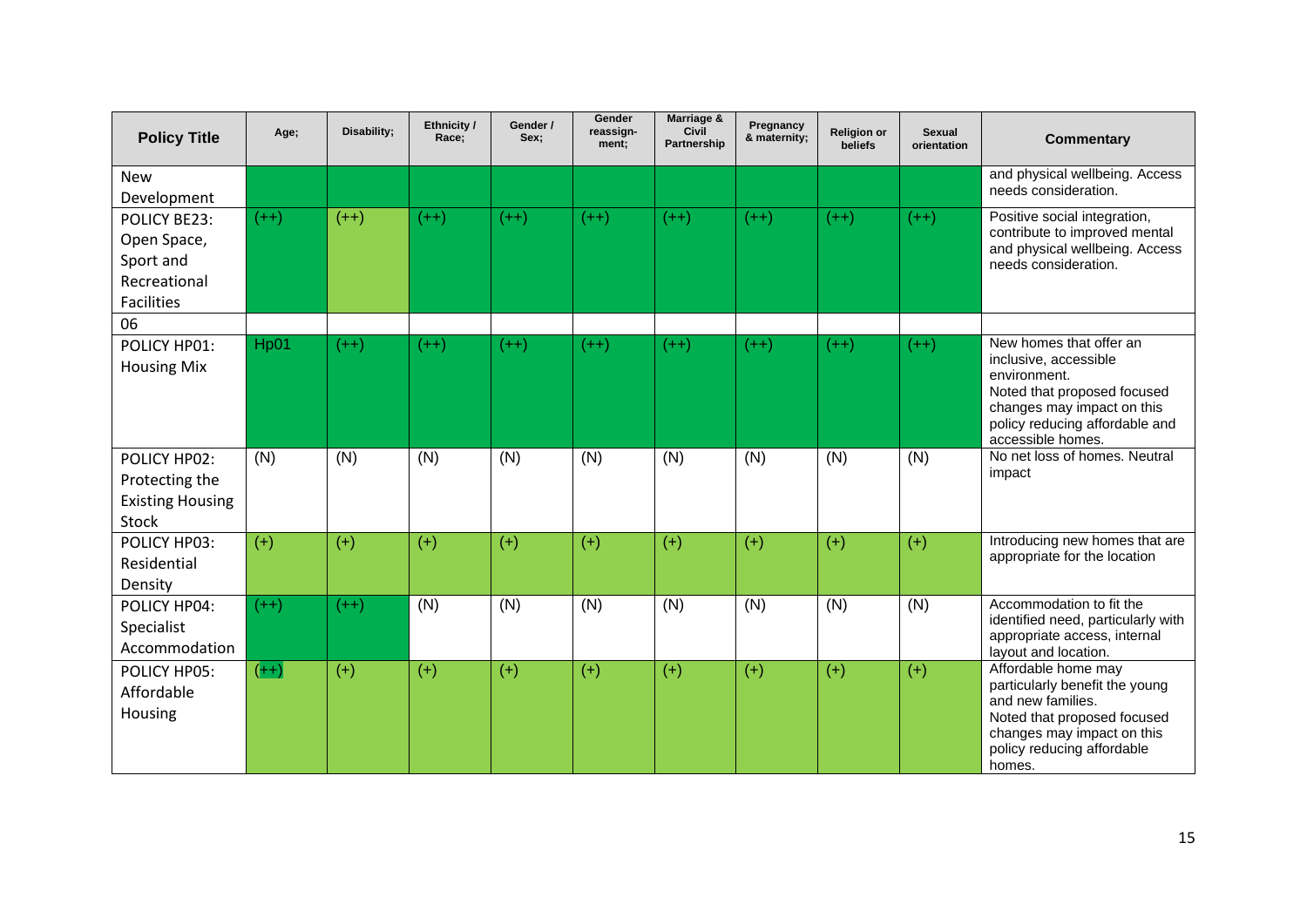| Policy Title | Age; | Disability; | Ethnicity / Race; | Gender / Sex; | Gender reassign-ment; | Marriage & Civil Partnership | Pregnancy & maternity; | Religion or beliefs | Sexual orientation | Commentary |
|---|---|---|---|---|---|---|---|---|---|---|
| New Development | | | | | | | | | | and physical wellbeing. Access needs consideration. |
| POLICY BE23: Open Space, Sport and Recreational Facilities | (++) | (++) | (++) | (++) | (++) | (++) | (++) | (++) | (++) | Positive social integration, contribute to improved mental and physical wellbeing. Access needs consideration. |
| 06 | | | | | | | | | | |
| POLICY HP01: Housing Mix | Hp01 | (++) | (++) | (++) | (++) | (++) | (++) | (++) | (++) | New homes that offer an inclusive, accessible environment. Noted that proposed focused changes may impact on this policy reducing affordable and accessible homes. |
| POLICY HP02: Protecting the Existing Housing Stock | (N) | (N) | (N) | (N) | (N) | (N) | (N) | (N) | (N) | No net loss of homes. Neutral impact |
| POLICY HP03: Residential Density | (+) | (+) | (+) | (+) | (+) | (+) | (+) | (+) | (+) | Introducing new homes that are appropriate for the location |
| POLICY HP04: Specialist Accommodation | (++) | (++) | (N) | (N) | (N) | (N) | (N) | (N) | (N) | Accommodation to fit the identified need, particularly with appropriate access, internal layout and location. |
| POLICY HP05: Affordable Housing | (++) | (+) | (+) | (+) | (+) | (+) | (+) | (+) | (+) | Affordable home may particularly benefit the young and new families. Noted that proposed focused changes may impact on this policy reducing affordable homes. |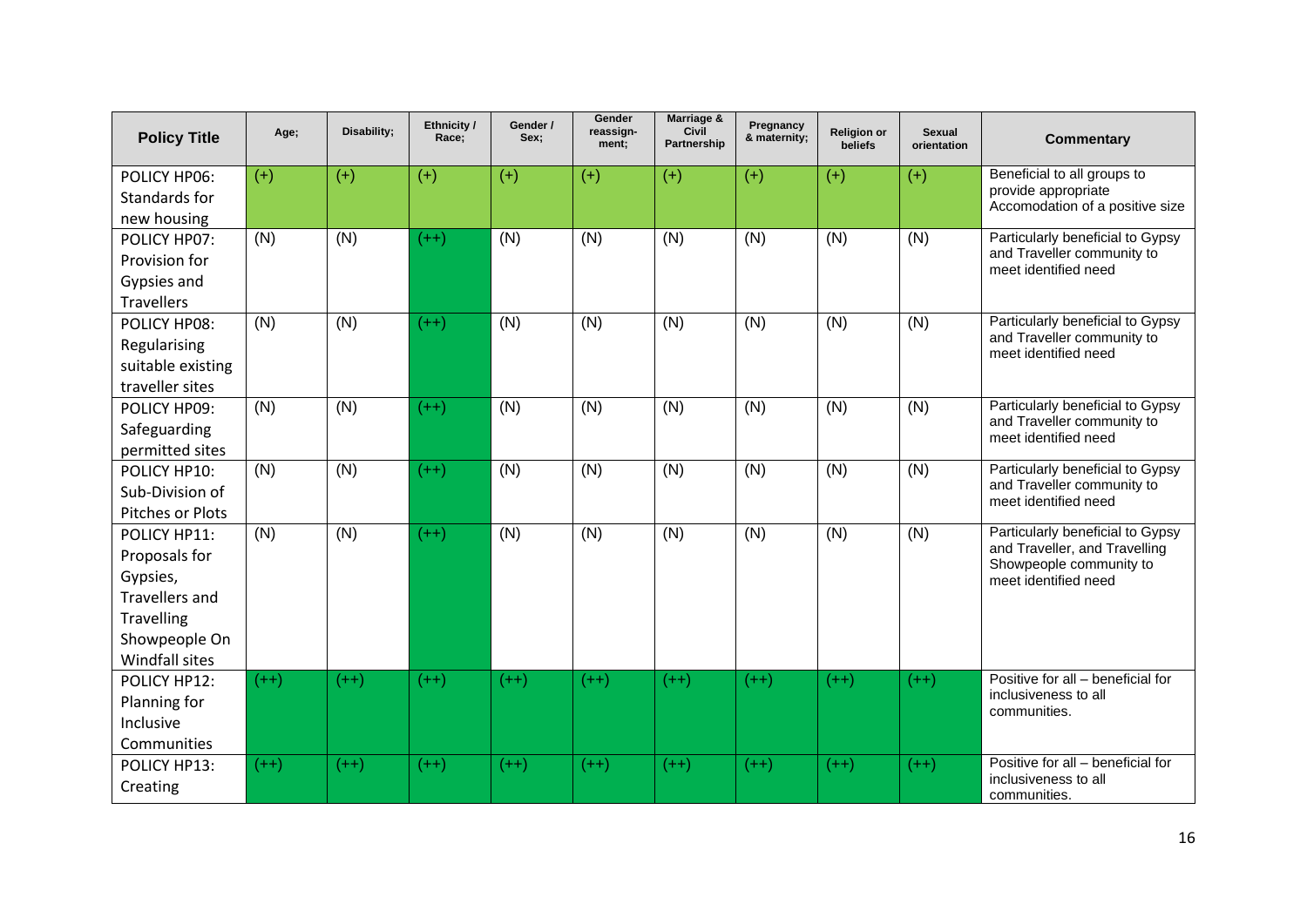| Policy Title | Age; | Disability; | Ethnicity / Race; | Gender / Sex; | Gender reassign-ment; | Marriage & Civil Partnership | Pregnancy & maternity; | Religion or beliefs | Sexual orientation | Commentary |
|---|---|---|---|---|---|---|---|---|---|---|
| POLICY HP06: Standards for new housing | (+) | (+) | (+) | (+) | (+) | (+) | (+) | (+) | (+) | Beneficial to all groups to provide appropriate Accomodation of a positive size |
| POLICY HP07: Provision for Gypsies and Travellers | (N) | (N) | (++) | (N) | (N) | (N) | (N) | (N) | (N) | Particularly beneficial to Gypsy and Traveller community to meet identified need |
| POLICY HP08: Regularising suitable existing traveller sites | (N) | (N) | (++) | (N) | (N) | (N) | (N) | (N) | (N) | Particularly beneficial to Gypsy and Traveller community to meet identified need |
| POLICY HP09: Safeguarding permitted sites | (N) | (N) | (++) | (N) | (N) | (N) | (N) | (N) | (N) | Particularly beneficial to Gypsy and Traveller community to meet identified need |
| POLICY HP10: Sub-Division of Pitches or Plots | (N) | (N) | (++) | (N) | (N) | (N) | (N) | (N) | (N) | Particularly beneficial to Gypsy and Traveller community to meet identified need |
| POLICY HP11: Proposals for Gypsies, Travellers and Travelling Showpeople On Windfall sites | (N) | (N) | (++) | (N) | (N) | (N) | (N) | (N) | (N) | Particularly beneficial to Gypsy and Traveller, and Travelling Showpeople community to meet identified need |
| POLICY HP12: Planning for Inclusive Communities | (++) | (++) | (++) | (++) | (++) | (++) | (++) | (++) | (++) | Positive for all – beneficial for inclusiveness to all communities. |
| POLICY HP13: Creating | (++) | (++) | (++) | (++) | (++) | (++) | (++) | (++) | (++) | Positive for all – beneficial for inclusiveness to all communities. |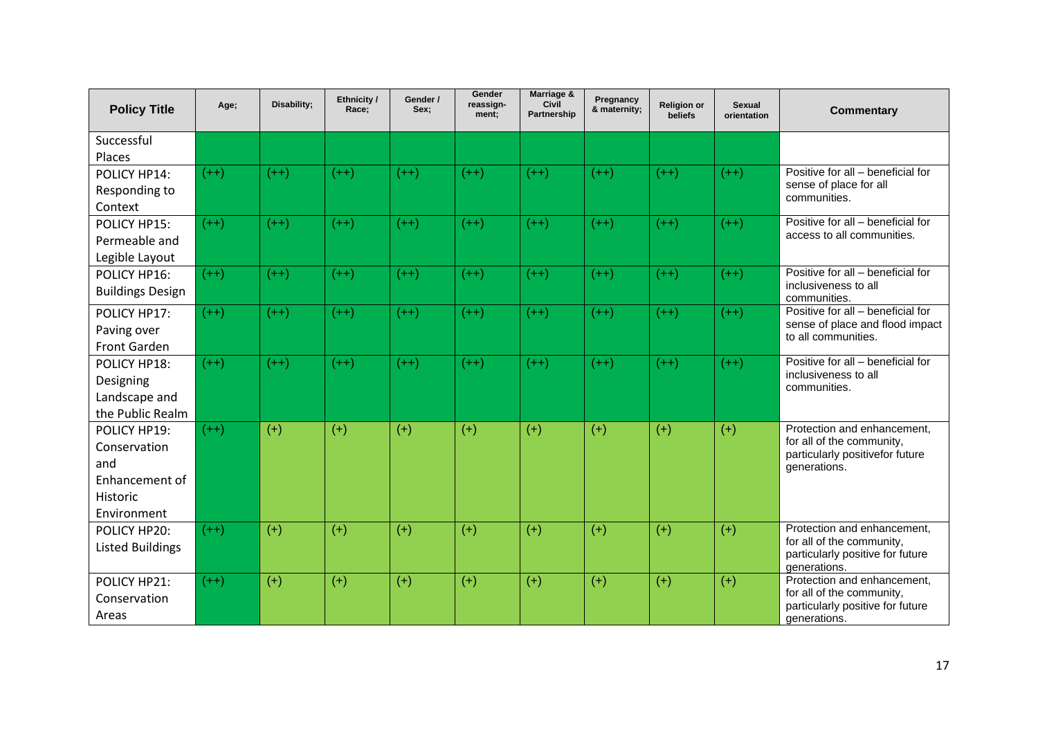| Policy Title | Age; | Disability; | Ethnicity / Race; | Gender / Sex; | Gender reassign-ment; | Marriage & Civil Partnership | Pregnancy & maternity; | Religion or beliefs | Sexual orientation | Commentary |
|---|---|---|---|---|---|---|---|---|---|---|
| Successful Places | | | | | | | | | | |
| POLICY HP14: Responding to Context | (++) | (++) | (++) | (++) | (++) | (++) | (++) | (++) | (++) | Positive for all – beneficial for sense of place for all communities. |
| POLICY HP15: Permeable and Legible Layout | (++) | (++) | (++) | (++) | (++) | (++) | (++) | (++) | (++) | Positive for all – beneficial for access to all communities. |
| POLICY HP16: Buildings Design | (++) | (++) | (++) | (++) | (++) | (++) | (++) | (++) | (++) | Positive for all – beneficial for inclusiveness to all communities. |
| POLICY HP17: Paving over Front Garden | (++) | (++) | (++) | (++) | (++) | (++) | (++) | (++) | (++) | Positive for all – beneficial for sense of place and flood impact to all communities. |
| POLICY HP18: Designing Landscape and the Public Realm | (++) | (++) | (++) | (++) | (++) | (++) | (++) | (++) | (++) | Positive for all – beneficial for inclusiveness to all communities. |
| POLICY HP19: Conservation and Enhancement of Historic Environment | (++) | (+) | (+) | (+) | (+) | (+) | (+) | (+) | (+) | Protection and enhancement, for all of the community, particularly positivefor future generations. |
| POLICY HP20: Listed Buildings | (++) | (+) | (+) | (+) | (+) | (+) | (+) | (+) | (+) | Protection and enhancement, for all of the community, particularly positive for future generations. |
| POLICY HP21: Conservation Areas | (++) | (+) | (+) | (+) | (+) | (+) | (+) | (+) | (+) | Protection and enhancement, for all of the community, particularly positive for future generations. |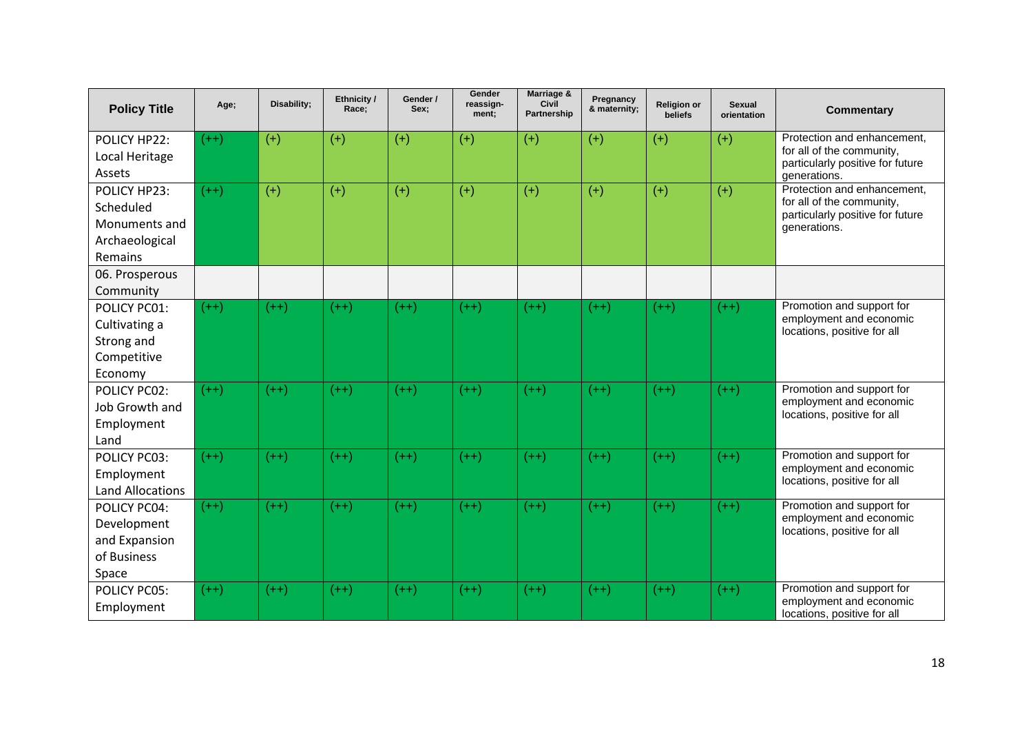| Policy Title | Age; | Disability; | Ethnicity / Race; | Gender / Sex; | Gender reassign-ment; | Marriage & Civil Partnership | Pregnancy & maternity; | Religion or beliefs | Sexual orientation | Commentary |
|---|---|---|---|---|---|---|---|---|---|---|
| POLICY HP22: Local Heritage Assets | (++) | (+) | (+) | (+) | (+) | (+) | (+) | (+) | (+) | Protection and enhancement, for all of the community, particularly positive for future generations. |
| POLICY HP23: Scheduled Monuments and Archaeological Remains | (++) | (+) | (+) | (+) | (+) | (+) | (+) | (+) | (+) | Protection and enhancement, for all of the community, particularly positive for future generations. |
| 06. Prosperous Community | | | | | | | | | | |
| POLICY PC01: Cultivating a Strong and Competitive Economy | (++) | (++) | (++) | (++) | (++) | (++) | (++) | (++) | (++) | Promotion and support for employment and economic locations, positive for all |
| POLICY PC02: Job Growth and Employment Land | (++) | (++) | (++) | (++) | (++) | (++) | (++) | (++) | (++) | Promotion and support for employment and economic locations, positive for all |
| POLICY PC03: Employment Land Allocations | (++) | (++) | (++) | (++) | (++) | (++) | (++) | (++) | (++) | Promotion and support for employment and economic locations, positive for all |
| POLICY PC04: Development and Expansion of Business Space | (++) | (++) | (++) | (++) | (++) | (++) | (++) | (++) | (++) | Promotion and support for employment and economic locations, positive for all |
| POLICY PC05: Employment | (++) | (++) | (++) | (++) | (++) | (++) | (++) | (++) | (++) | Promotion and support for employment and economic locations, positive for all |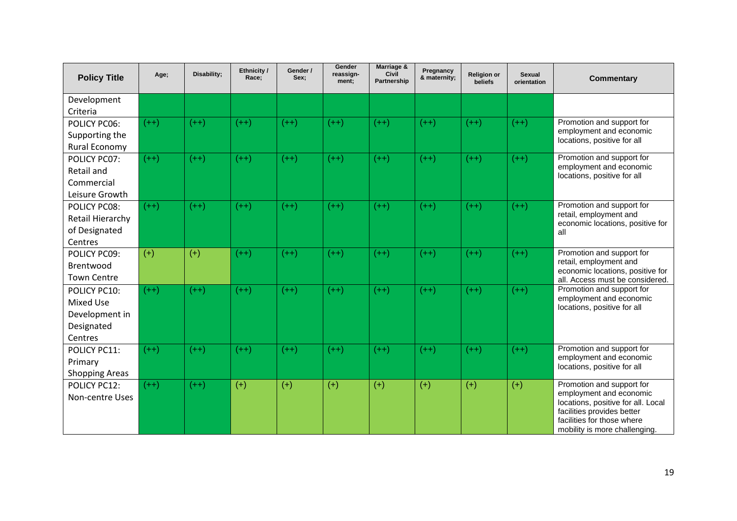| Policy Title | Age; | Disability; | Ethnicity / Race; | Gender / Sex; | Gender reassign-ment; | Marriage & Civil Partnership | Pregnancy & maternity; | Religion or beliefs | Sexual orientation | Commentary |
|---|---|---|---|---|---|---|---|---|---|---|
| Development Criteria | | | | | | | | | | |
| POLICY PC06: Supporting the Rural Economy | (++) | (++) | (++) | (++) | (++) | (++) | (++) | (++) | (++) | Promotion and support for employment and economic locations, positive for all |
| POLICY PC07: Retail and Commercial Leisure Growth | (++) | (++) | (++) | (++) | (++) | (++) | (++) | (++) | (++) | Promotion and support for employment and economic locations, positive for all |
| POLICY PC08: Retail Hierarchy of Designated Centres | (++) | (++) | (++) | (++) | (++) | (++) | (++) | (++) | (++) | Promotion and support for retail, employment and economic locations, positive for all |
| POLICY PC09: Brentwood Town Centre | (+) | (+) | (++) | (++) | (++) | (++) | (++) | (++) | (++) | Promotion and support for retail, employment and economic locations, positive for all. Access must be considered. |
| POLICY PC10: Mixed Use Development in Designated Centres | (++) | (++) | (++) | (++) | (++) | (++) | (++) | (++) | (++) | Promotion and support for employment and economic locations, positive for all |
| POLICY PC11: Primary Shopping Areas | (++) | (++) | (++) | (++) | (++) | (++) | (++) | (++) | (++) | Promotion and support for employment and economic locations, positive for all |
| POLICY PC12: Non-centre Uses | (++) | (++) | (+) | (+) | (+) | (+) | (+) | (+) | (+) | Promotion and support for employment and economic locations, positive for all. Local facilities provides better facilities for those where mobility is more challenging. |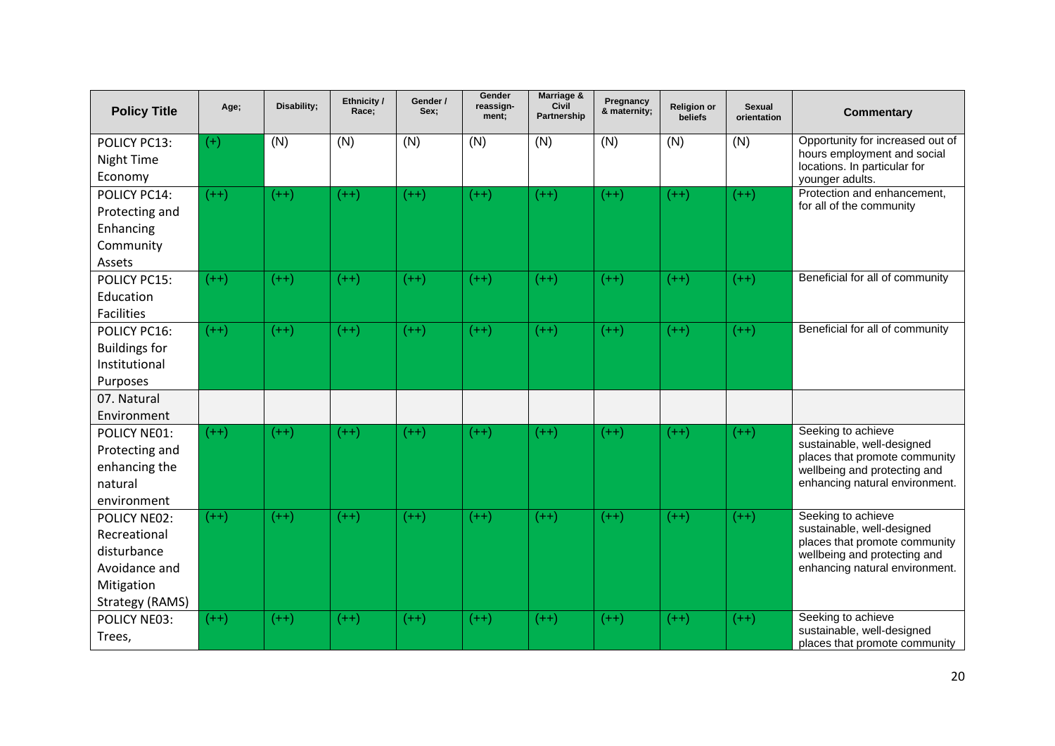| Policy Title | Age; | Disability; | Ethnicity / Race; | Gender / Sex; | Gender reassign-ment; | Marriage & Civil Partnership | Pregnancy & maternity; | Religion or beliefs | Sexual orientation | Commentary |
|---|---|---|---|---|---|---|---|---|---|---|
| POLICY PC13: Night Time Economy | (+) | (N) | (N) | (N) | (N) | (N) | (N) | (N) | (N) | Opportunity for increased out of hours employment and social locations. In particular for younger adults. |
| POLICY PC14: Protecting and Enhancing Community Assets | (++) | (++) | (++) | (++) | (++) | (++) | (++) | (++) | (++) | Protection and enhancement, for all of the community |
| POLICY PC15: Education Facilities | (++) | (++) | (++) | (++) | (++) | (++) | (++) | (++) | (++) | Beneficial for all of community |
| POLICY PC16: Buildings for Institutional Purposes | (++) | (++) | (++) | (++) | (++) | (++) | (++) | (++) | (++) | Beneficial for all of community |
| 07. Natural Environment | | | | | | | | | | |
| POLICY NE01: Protecting and enhancing the natural environment | (++) | (++) | (++) | (++) | (++) | (++) | (++) | (++) | (++) | Seeking to achieve sustainable, well-designed places that promote community wellbeing and protecting and enhancing natural environment. |
| POLICY NE02: Recreational disturbance Avoidance and Mitigation Strategy (RAMS) | (++) | (++) | (++) | (++) | (++) | (++) | (++) | (++) | (++) | Seeking to achieve sustainable, well-designed places that promote community wellbeing and protecting and enhancing natural environment. |
| POLICY NE03: Trees, | (++) | (++) | (++) | (++) | (++) | (++) | (++) | (++) | (++) | Seeking to achieve sustainable, well-designed places that promote community |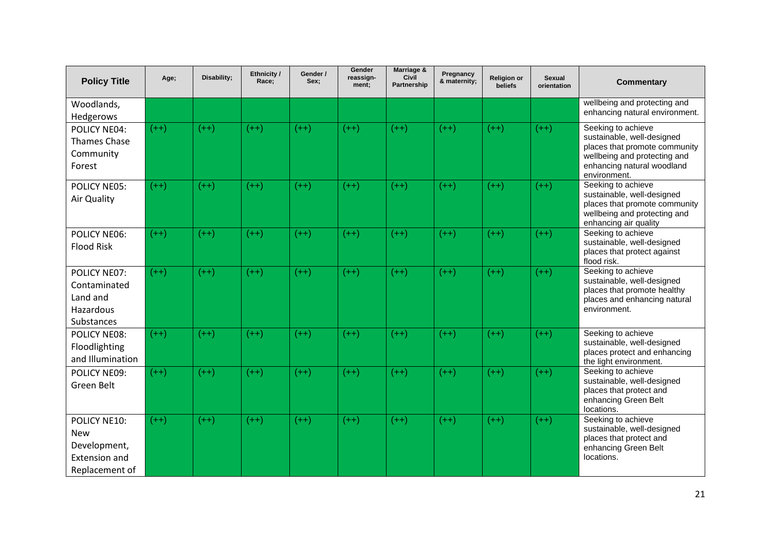| Policy Title | Age; | Disability; | Ethnicity / Race; | Gender / Sex; | Gender reassign-ment; | Marriage & Civil Partnership | Pregnancy & maternity; | Religion or beliefs | Sexual orientation | Commentary |
|---|---|---|---|---|---|---|---|---|---|---|
| Woodlands, Hedgerows | | | | | | | | | | wellbeing and protecting and enhancing natural environment. |
| POLICY NE04: Thames Chase Community Forest | (++) | (++) | (++) | (++) | (++) | (++) | (++) | (++) | (++) | Seeking to achieve sustainable, well-designed places that promote community wellbeing and protecting and enhancing natural woodland environment. |
| POLICY NE05: Air Quality | (++) | (++) | (++) | (++) | (++) | (++) | (++) | (++) | (++) | Seeking to achieve sustainable, well-designed places that promote community wellbeing and protecting and enhancing air quality |
| POLICY NE06: Flood Risk | (++) | (++) | (++) | (++) | (++) | (++) | (++) | (++) | (++) | Seeking to achieve sustainable, well-designed places that protect against flood risk. |
| POLICY NE07: Contaminated Land and Hazardous Substances | (++) | (++) | (++) | (++) | (++) | (++) | (++) | (++) | (++) | Seeking to achieve sustainable, well-designed places that promote healthy places and enhancing natural environment. |
| POLICY NE08: Floodlighting and Illumination | (++) | (++) | (++) | (++) | (++) | (++) | (++) | (++) | (++) | Seeking to achieve sustainable, well-designed places protect and enhancing the light environment. |
| POLICY NE09: Green Belt | (++) | (++) | (++) | (++) | (++) | (++) | (++) | (++) | (++) | Seeking to achieve sustainable, well-designed places that protect and enhancing Green Belt locations. |
| POLICY NE10: New Development, Extension and Replacement of | (++) | (++) | (++) | (++) | (++) | (++) | (++) | (++) | (++) | Seeking to achieve sustainable, well-designed places that protect and enhancing Green Belt locations. |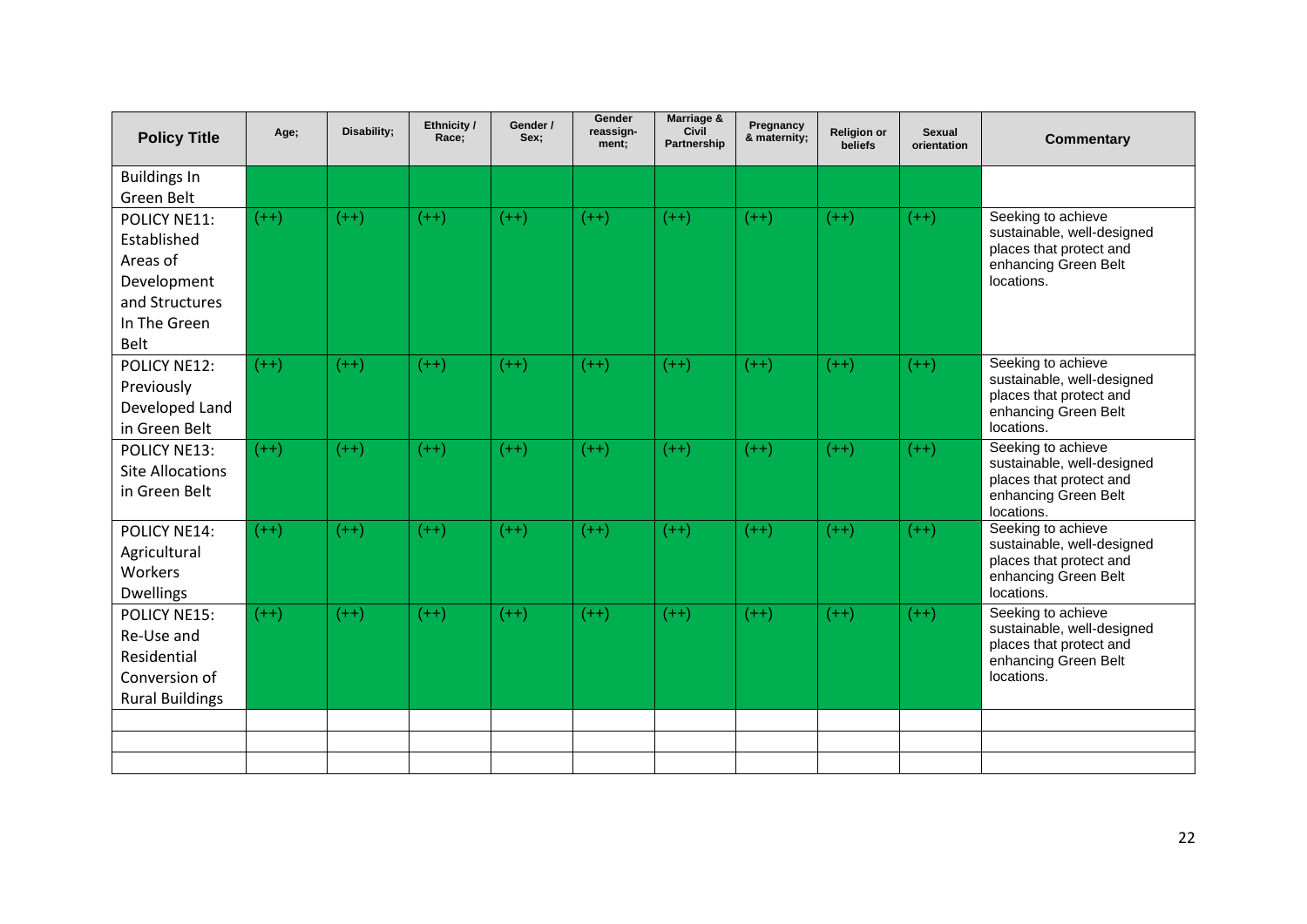| Policy Title | Age; | Disability; | Ethnicity / Race; | Gender / Sex; | Gender reassign-ment; | Marriage & Civil Partnership | Pregnancy & maternity; | Religion or beliefs | Sexual orientation | Commentary |
|---|---|---|---|---|---|---|---|---|---|---|
| Buildings In Green Belt | | | | | | | | | | |
| POLICY NE11: Established Areas of Development and Structures In The Green Belt | (++) | (++) | (++) | (++) | (++) | (++) | (++) | (++) | (++) | Seeking to achieve sustainable, well-designed places that protect and enhancing Green Belt locations. |
| POLICY NE12: Previously Developed Land in Green Belt | (++) | (++) | (++) | (++) | (++) | (++) | (++) | (++) | (++) | Seeking to achieve sustainable, well-designed places that protect and enhancing Green Belt locations. |
| POLICY NE13: Site Allocations in Green Belt | (++) | (++) | (++) | (++) | (++) | (++) | (++) | (++) | (++) | Seeking to achieve sustainable, well-designed places that protect and enhancing Green Belt locations. |
| POLICY NE14: Agricultural Workers Dwellings | (++) | (++) | (++) | (++) | (++) | (++) | (++) | (++) | (++) | Seeking to achieve sustainable, well-designed places that protect and enhancing Green Belt locations. |
| POLICY NE15: Re-Use and Residential Conversion of Rural Buildings | (++) | (++) | (++) | (++) | (++) | (++) | (++) | (++) | (++) | Seeking to achieve sustainable, well-designed places that protect and enhancing Green Belt locations. |
| | | | | | | | | | | |
| | | | | | | | | | | |
| | | | | | | | | | | |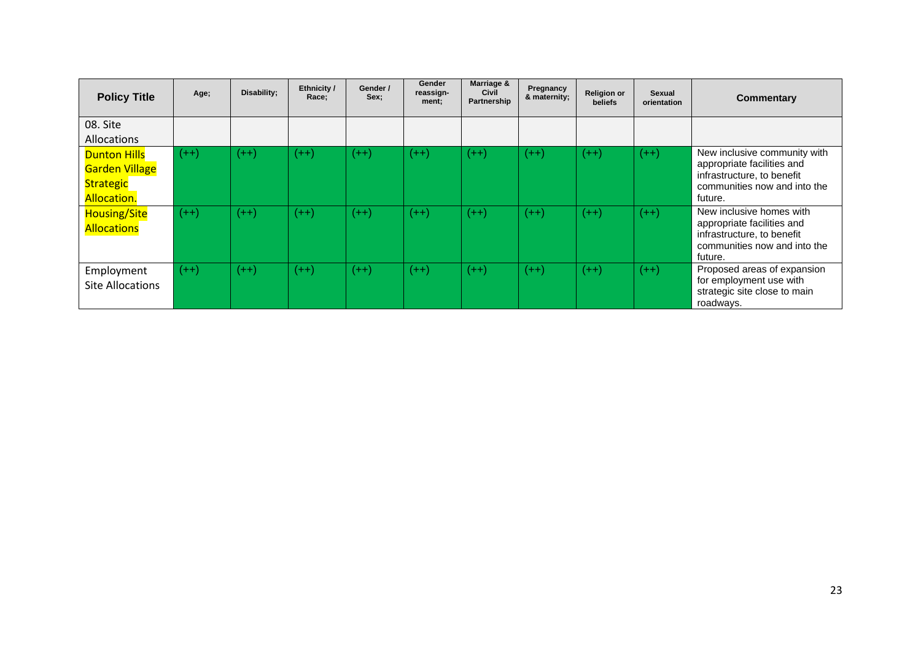| Policy Title | Age; | Disability; | Ethnicity / Race; | Gender / Sex; | Gender reassign-ment; | Marriage & Civil Partnership | Pregnancy & maternity; | Religion or beliefs | Sexual orientation | Commentary |
|---|---|---|---|---|---|---|---|---|---|---|
| 08. Site Allocations | | | | | | | | | | |
| Dunton Hills Garden Village Strategic Allocation. | (++) | (++) | (++) | (++) | (++) | (++) | (++) | (++) | (++) | New inclusive community with appropriate facilities and infrastructure, to benefit communities now and into the future. |
| Housing/Site Allocations | (++) | (++) | (++) | (++) | (++) | (++) | (++) | (++) | (++) | New inclusive homes with appropriate facilities and infrastructure, to benefit communities now and into the future. |
| Employment Site Allocations | (++) | (++) | (++) | (++) | (++) | (++) | (++) | (++) | (++) | Proposed areas of expansion for employment use with strategic site close to main roadways. |